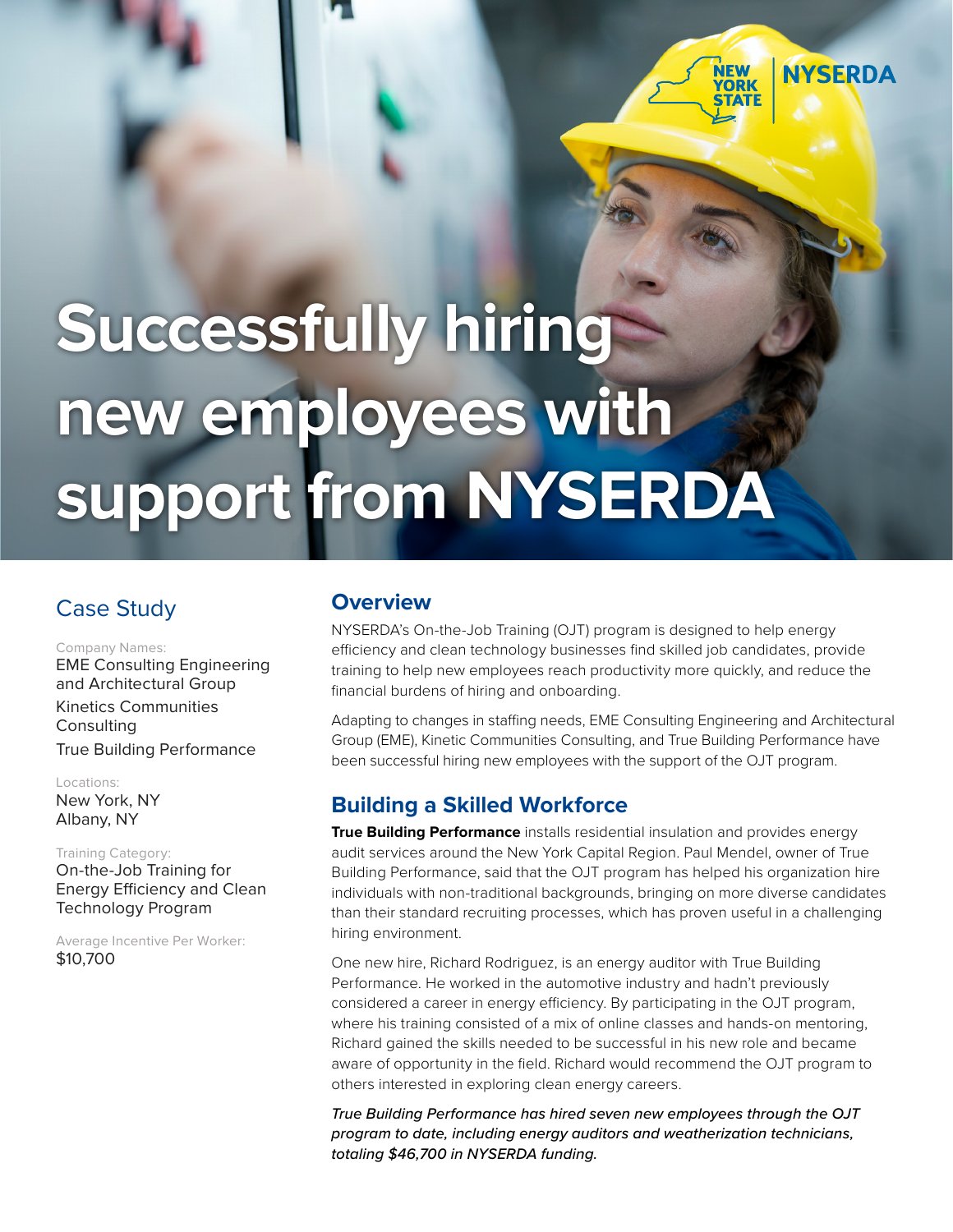# Successfully hiring new employees with support from NYSERDA

## Case Study

Company Names:
EME Consulting Engineering and Architectural Group
Kinetics Communities Consulting
True Building Performance

Locations:
New York, NY
Albany, NY

Training Category:
On-the-Job Training for Energy Efficiency and Clean Technology Program

Average Incentive Per Worker:
$10,700

## Overview

NYSERDA's On-the-Job Training (OJT) program is designed to help energy efficiency and clean technology businesses find skilled job candidates, provide training to help new employees reach productivity more quickly, and reduce the financial burdens of hiring and onboarding.

Adapting to changes in staffing needs, EME Consulting Engineering and Architectural Group (EME), Kinetic Communities Consulting, and True Building Performance have been successful hiring new employees with the support of the OJT program.

## Building a Skilled Workforce

**True Building Performance** installs residential insulation and provides energy audit services around the New York Capital Region. Paul Mendel, owner of True Building Performance, said that the OJT program has helped his organization hire individuals with non-traditional backgrounds, bringing on more diverse candidates than their standard recruiting processes, which has proven useful in a challenging hiring environment.

One new hire, Richard Rodriguez, is an energy auditor with True Building Performance. He worked in the automotive industry and hadn't previously considered a career in energy efficiency. By participating in the OJT program, where his training consisted of a mix of online classes and hands-on mentoring, Richard gained the skills needed to be successful in his new role and became aware of opportunity in the field. Richard would recommend the OJT program to others interested in exploring clean energy careers.

*True Building Performance has hired seven new employees through the OJT program to date, including energy auditors and weatherization technicians, totaling $46,700 in NYSERDA funding.*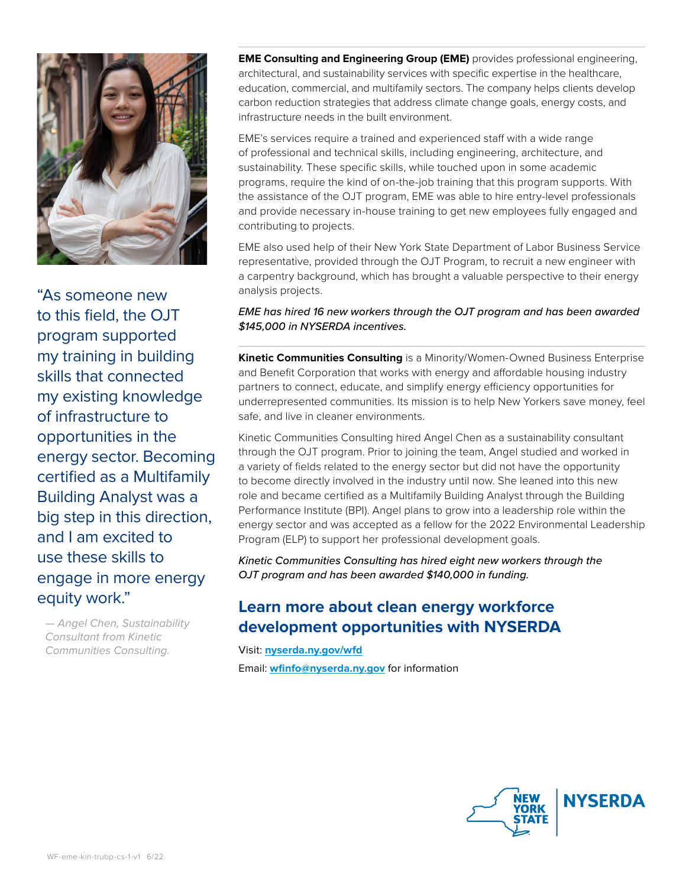"As someone new to this field, the OJT program supported my training in building skills that connected my existing knowledge of infrastructure to opportunities in the energy sector. Becoming certified as a Multifamily Building Analyst was a big step in this direction, and I am excited to use these skills to engage in more energy equity work."

*— Angel Chen, Sustainability Consultant from Kinetic Communities Consulting.*

**EME Consulting and Engineering Group (EME)** provides professional engineering, architectural, and sustainability services with specific expertise in the healthcare, education, commercial, and multifamily sectors. The company helps clients develop carbon reduction strategies that address climate change goals, energy costs, and infrastructure needs in the built environment.

EME's services require a trained and experienced staff with a wide range of professional and technical skills, including engineering, architecture, and sustainability. These specific skills, while touched upon in some academic programs, require the kind of on-the-job training that this program supports. With the assistance of the OJT program, EME was able to hire entry-level professionals and provide necessary in-house training to get new employees fully engaged and contributing to projects.

EME also used help of their New York State Department of Labor Business Service representative, provided through the OJT Program, to recruit a new engineer with a carpentry background, which has brought a valuable perspective to their energy analysis projects.

***EME has hired 16 new workers through the OJT program and has been awarded $145,000 in NYSERDA incentives.***

**Kinetic Communities Consulting** is a Minority/Women-Owned Business Enterprise and Benefit Corporation that works with energy and affordable housing industry partners to connect, educate, and simplify energy efficiency opportunities for underrepresented communities. Its mission is to help New Yorkers save money, feel safe, and live in cleaner environments.

Kinetic Communities Consulting hired Angel Chen as a sustainability consultant through the OJT program. Prior to joining the team, Angel studied and worked in a variety of fields related to the energy sector but did not have the opportunity to become directly involved in the industry until now. She leaned into this new role and became certified as a Multifamily Building Analyst through the Building Performance Institute (BPI). Angel plans to grow into a leadership role within the energy sector and was accepted as a fellow for the 2022 Environmental Leadership Program (ELP) to support her professional development goals.

***Kinetic Communities Consulting has hired eight new workers through the OJT program and has been awarded $140,000 in funding.***

## Learn more about clean energy workforce development opportunities with NYSERDA

Visit: **nyserda.ny.gov/wfd**

Email: **wfinfo@nyserda.ny.gov** for information

NEW YORK STATE | NYSERDA

WF-eme-kin-trubp-cs-1-v1 6/22